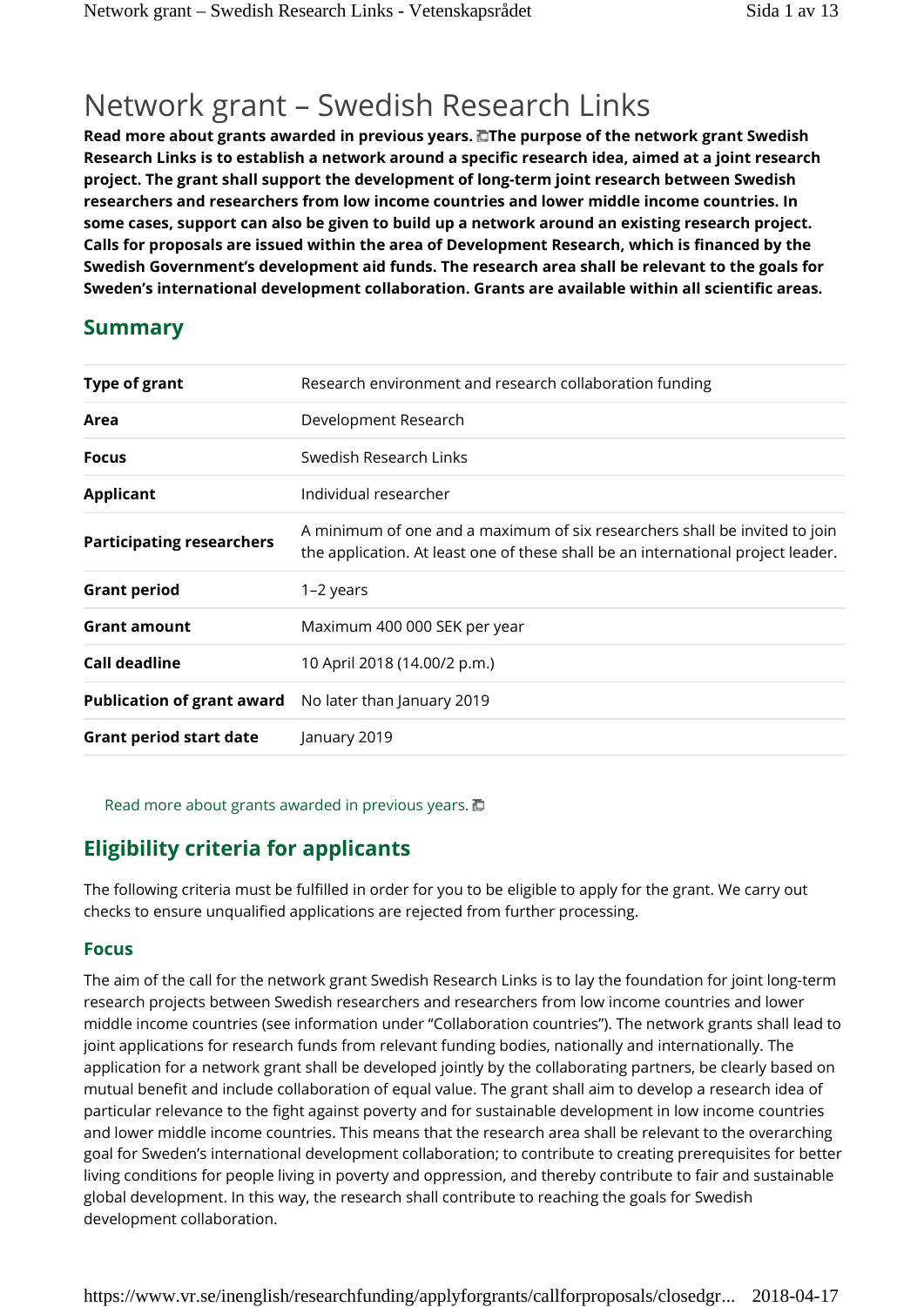# Network grant – Swedish Research Links

**Read more about grants awarded in previous years. The purpose of the network grant Swedish Research Links is to establish a network around a specific research idea, aimed at a joint research project. The grant shall support the development of long-term joint research between Swedish researchers and researchers from low income countries and lower middle income countries. In some cases, support can also be given to build up a network around an existing research project. Calls for proposals are issued within the area of Development Research, which is financed by the Swedish Government's development aid funds. The research area shall be relevant to the goals for Sweden's international development collaboration. Grants are available within all scientific areas.**

## Summary

| | |
|---|---|
| **Type of grant** | Research environment and research collaboration funding |
| **Area** | Development Research |
| **Focus** | Swedish Research Links |
| **Applicant** | Individual researcher |
| **Participating researchers** | A minimum of one and a maximum of six researchers shall be invited to join the application. At least one of these shall be an international project leader. |
| **Grant period** | 1–2 years |
| **Grant amount** | Maximum 400 000 SEK per year |
| **Call deadline** | 10 April 2018 (14.00/2 p.m.) |
| **Publication of grant award** | No later than January 2019 |
| **Grant period start date** | January 2019 |

Read more about grants awarded in previous years.

## Eligibility criteria for applicants

The following criteria must be fulfilled in order for you to be eligible to apply for the grant. We carry out checks to ensure unqualified applications are rejected from further processing.

### Focus

The aim of the call for the network grant Swedish Research Links is to lay the foundation for joint long-term research projects between Swedish researchers and researchers from low income countries and lower middle income countries (see information under "Collaboration countries"). The network grants shall lead to joint applications for research funds from relevant funding bodies, nationally and internationally. The application for a network grant shall be developed jointly by the collaborating partners, be clearly based on mutual benefit and include collaboration of equal value. The grant shall aim to develop a research idea of particular relevance to the fight against poverty and for sustainable development in low income countries and lower middle income countries. This means that the research area shall be relevant to the overarching goal for Sweden's international development collaboration; to contribute to creating prerequisites for better living conditions for people living in poverty and oppression, and thereby contribute to fair and sustainable global development. In this way, the research shall contribute to reaching the goals for Swedish development collaboration.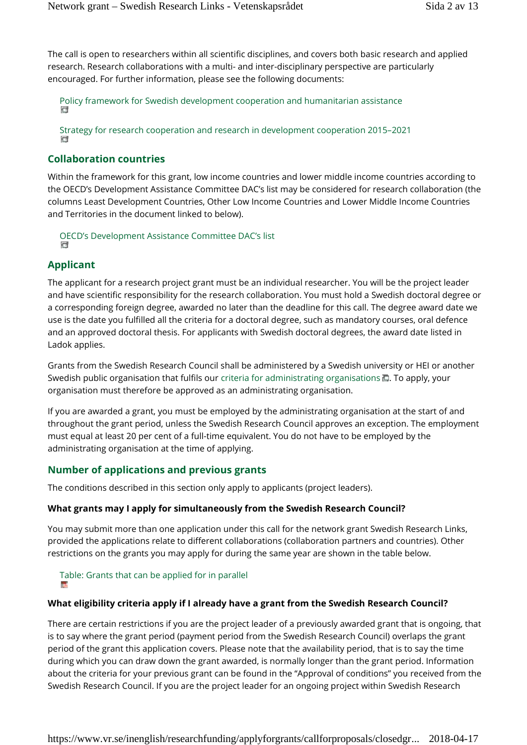The call is open to researchers within all scientific disciplines, and covers both basic research and applied research. Research collaborations with a multi- and inter-disciplinary perspective are particularly encouraged. For further information, please see the following documents:

Policy framework for Swedish development cooperation and humanitarian assistance

Strategy for research cooperation and research in development cooperation 2015–2021

## Collaboration countries

Within the framework for this grant, low income countries and lower middle income countries according to the OECD's Development Assistance Committee DAC's list may be considered for research collaboration (the columns Least Development Countries, Other Low Income Countries and Lower Middle Income Countries and Territories in the document linked to below).

OECD's Development Assistance Committee DAC's list

## Applicant

The applicant for a research project grant must be an individual researcher. You will be the project leader and have scientific responsibility for the research collaboration. You must hold a Swedish doctoral degree or a corresponding foreign degree, awarded no later than the deadline for this call. The degree award date we use is the date you fulfilled all the criteria for a doctoral degree, such as mandatory courses, oral defence and an approved doctoral thesis. For applicants with Swedish doctoral degrees, the award date listed in Ladok applies.

Grants from the Swedish Research Council shall be administered by a Swedish university or HEI or another Swedish public organisation that fulfils our criteria for administrating organisations. To apply, your organisation must therefore be approved as an administrating organisation.

If you are awarded a grant, you must be employed by the administrating organisation at the start of and throughout the grant period, unless the Swedish Research Council approves an exception. The employment must equal at least 20 per cent of a full-time equivalent. You do not have to be employed by the administrating organisation at the time of applying.

## Number of applications and previous grants

The conditions described in this section only apply to applicants (project leaders).

### What grants may I apply for simultaneously from the Swedish Research Council?

You may submit more than one application under this call for the network grant Swedish Research Links, provided the applications relate to different collaborations (collaboration partners and countries). Other restrictions on the grants you may apply for during the same year are shown in the table below.

Table: Grants that can be applied for in parallel

### What eligibility criteria apply if I already have a grant from the Swedish Research Council?

There are certain restrictions if you are the project leader of a previously awarded grant that is ongoing, that is to say where the grant period (payment period from the Swedish Research Council) overlaps the grant period of the grant this application covers. Please note that the availability period, that is to say the time during which you can draw down the grant awarded, is normally longer than the grant period. Information about the criteria for your previous grant can be found in the "Approval of conditions" you received from the Swedish Research Council. If you are the project leader for an ongoing project within Swedish Research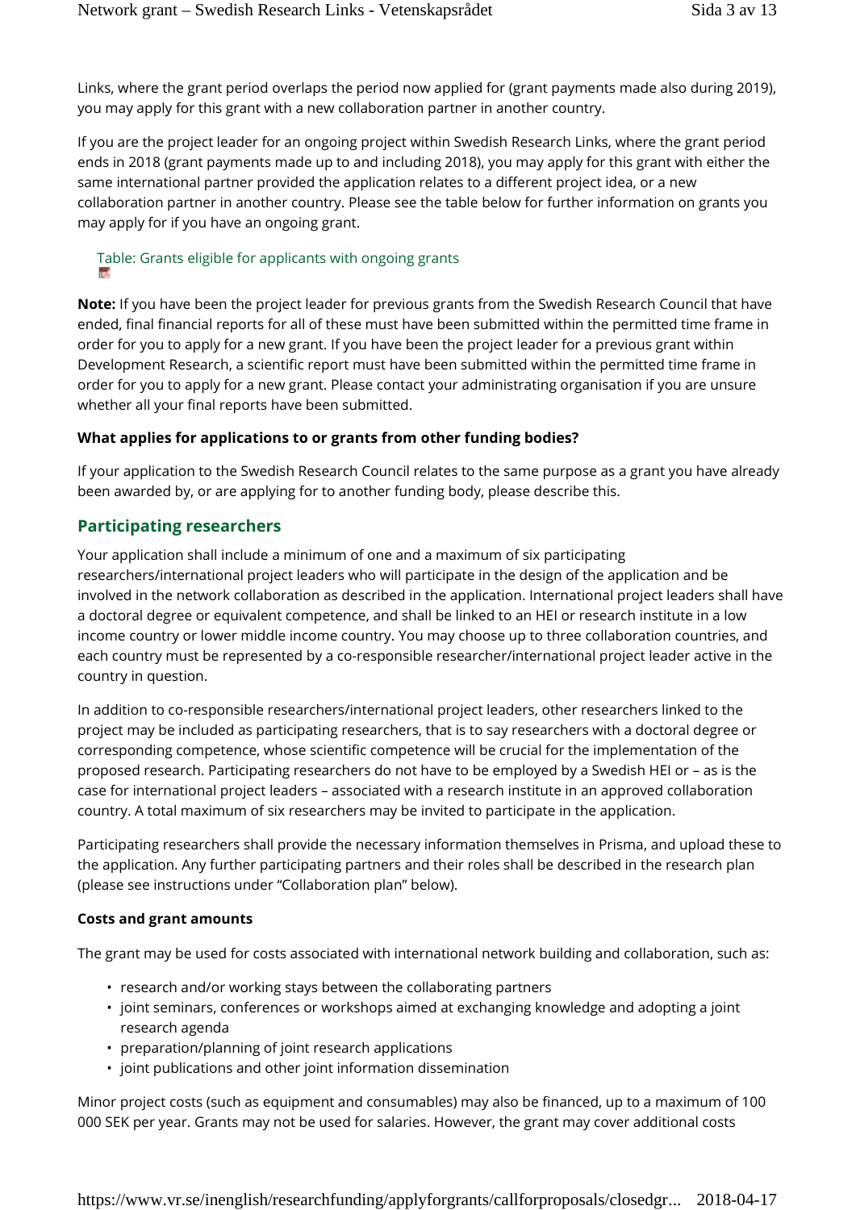Links, where the grant period overlaps the period now applied for (grant payments made also during 2019), you may apply for this grant with a new collaboration partner in another country.

If you are the project leader for an ongoing project within Swedish Research Links, where the grant period ends in 2018 (grant payments made up to and including 2018), you may apply for this grant with either the same international partner provided the application relates to a different project idea, or a new collaboration partner in another country. Please see the table below for further information on grants you may apply for if you have an ongoing grant.

Table: Grants eligible for applicants with ongoing grants

**Note:** If you have been the project leader for previous grants from the Swedish Research Council that have ended, final financial reports for all of these must have been submitted within the permitted time frame in order for you to apply for a new grant. If you have been the project leader for a previous grant within Development Research, a scientific report must have been submitted within the permitted time frame in order for you to apply for a new grant. Please contact your administrating organisation if you are unsure whether all your final reports have been submitted.

### What applies for applications to or grants from other funding bodies?

If your application to the Swedish Research Council relates to the same purpose as a grant you have already been awarded by, or are applying for to another funding body, please describe this.

## Participating researchers

Your application shall include a minimum of one and a maximum of six participating researchers/international project leaders who will participate in the design of the application and be involved in the network collaboration as described in the application. International project leaders shall have a doctoral degree or equivalent competence, and shall be linked to an HEI or research institute in a low income country or lower middle income country. You may choose up to three collaboration countries, and each country must be represented by a co-responsible researcher/international project leader active in the country in question.

In addition to co-responsible researchers/international project leaders, other researchers linked to the project may be included as participating researchers, that is to say researchers with a doctoral degree or corresponding competence, whose scientific competence will be crucial for the implementation of the proposed research. Participating researchers do not have to be employed by a Swedish HEI or – as is the case for international project leaders – associated with a research institute in an approved collaboration country. A total maximum of six researchers may be invited to participate in the application.

Participating researchers shall provide the necessary information themselves in Prisma, and upload these to the application. Any further participating partners and their roles shall be described in the research plan (please see instructions under "Collaboration plan" below).

### Costs and grant amounts

The grant may be used for costs associated with international network building and collaboration, such as:

- research and/or working stays between the collaborating partners
- joint seminars, conferences or workshops aimed at exchanging knowledge and adopting a joint research agenda
- preparation/planning of joint research applications
- joint publications and other joint information dissemination

Minor project costs (such as equipment and consumables) may also be financed, up to a maximum of 100 000 SEK per year. Grants may not be used for salaries. However, the grant may cover additional costs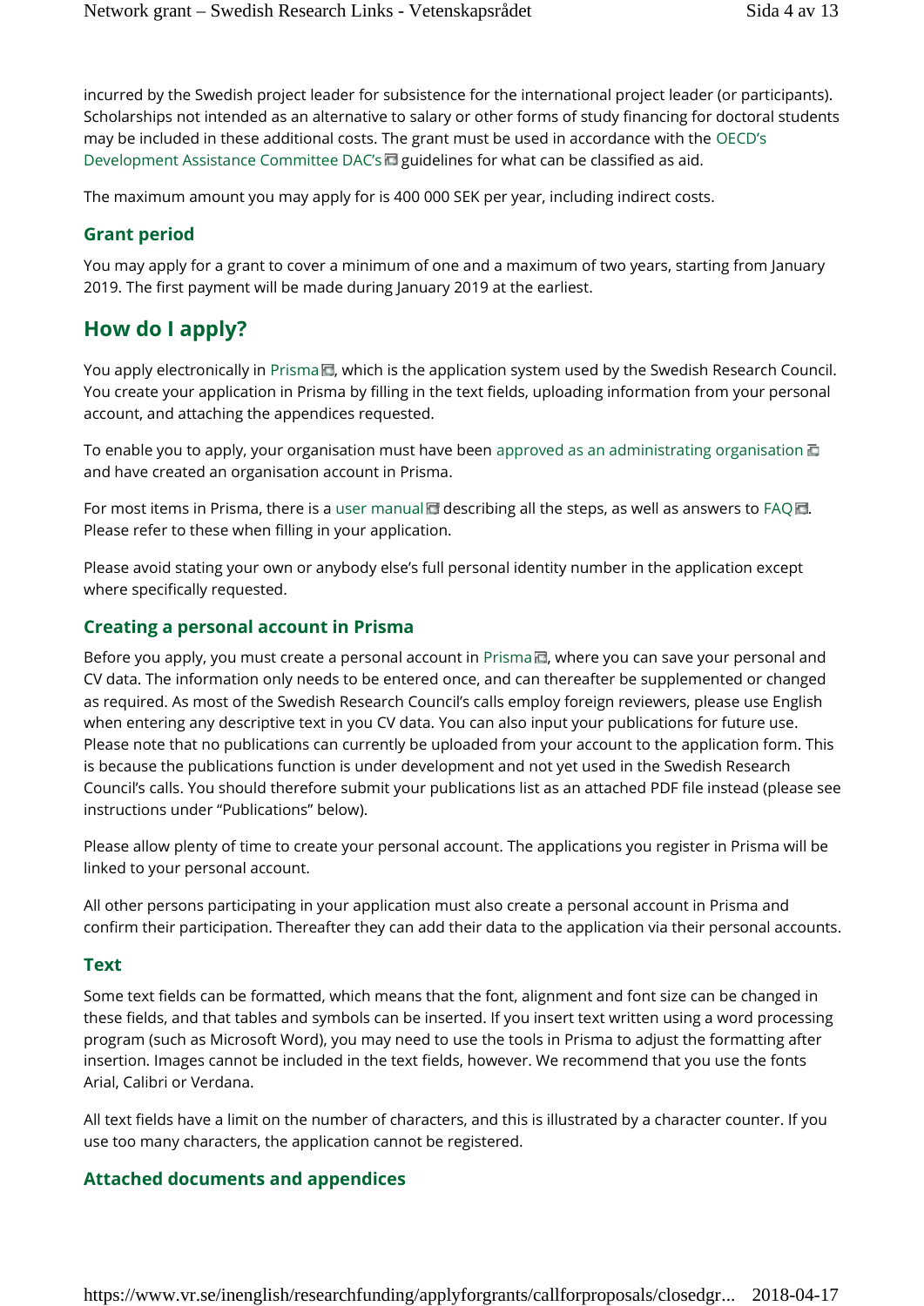incurred by the Swedish project leader for subsistence for the international project leader (or participants). Scholarships not intended as an alternative to salary or other forms of study financing for doctoral students may be included in these additional costs. The grant must be used in accordance with the OECD's Development Assistance Committee DAC's guidelines for what can be classified as aid.

The maximum amount you may apply for is 400 000 SEK per year, including indirect costs.

### Grant period

You may apply for a grant to cover a minimum of one and a maximum of two years, starting from January 2019. The first payment will be made during January 2019 at the earliest.

## How do I apply?

You apply electronically in Prisma, which is the application system used by the Swedish Research Council. You create your application in Prisma by filling in the text fields, uploading information from your personal account, and attaching the appendices requested.

To enable you to apply, your organisation must have been approved as an administrating organisation and have created an organisation account in Prisma.

For most items in Prisma, there is a user manual describing all the steps, as well as answers to FAQ. Please refer to these when filling in your application.

Please avoid stating your own or anybody else's full personal identity number in the application except where specifically requested.

### Creating a personal account in Prisma

Before you apply, you must create a personal account in Prisma, where you can save your personal and CV data. The information only needs to be entered once, and can thereafter be supplemented or changed as required. As most of the Swedish Research Council's calls employ foreign reviewers, please use English when entering any descriptive text in you CV data. You can also input your publications for future use. Please note that no publications can currently be uploaded from your account to the application form. This is because the publications function is under development and not yet used in the Swedish Research Council's calls. You should therefore submit your publications list as an attached PDF file instead (please see instructions under "Publications" below).

Please allow plenty of time to create your personal account. The applications you register in Prisma will be linked to your personal account.

All other persons participating in your application must also create a personal account in Prisma and confirm their participation. Thereafter they can add their data to the application via their personal accounts.

### Text

Some text fields can be formatted, which means that the font, alignment and font size can be changed in these fields, and that tables and symbols can be inserted. If you insert text written using a word processing program (such as Microsoft Word), you may need to use the tools in Prisma to adjust the formatting after insertion. Images cannot be included in the text fields, however. We recommend that you use the fonts Arial, Calibri or Verdana.

All text fields have a limit on the number of characters, and this is illustrated by a character counter. If you use too many characters, the application cannot be registered.

### Attached documents and appendices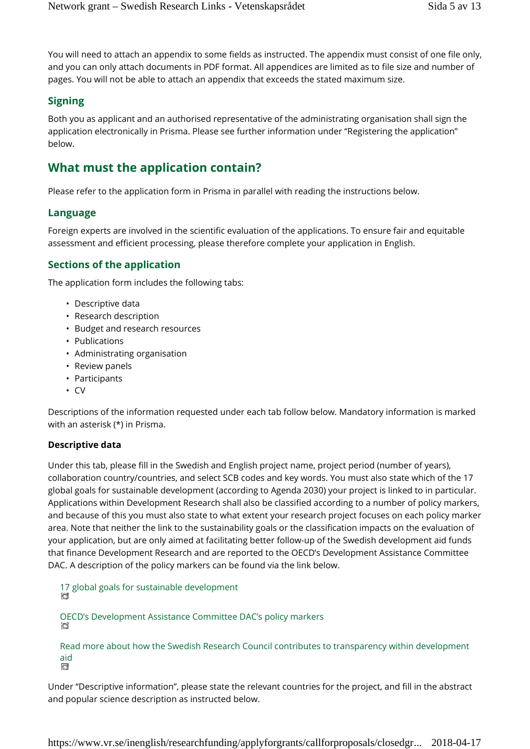You will need to attach an appendix to some fields as instructed. The appendix must consist of one file only, and you can only attach documents in PDF format. All appendices are limited as to file size and number of pages. You will not be able to attach an appendix that exceeds the stated maximum size.

### Signing

Both you as applicant and an authorised representative of the administrating organisation shall sign the application electronically in Prisma. Please see further information under "Registering the application" below.

## What must the application contain?

Please refer to the application form in Prisma in parallel with reading the instructions below.

### Language

Foreign experts are involved in the scientific evaluation of the applications. To ensure fair and equitable assessment and efficient processing, please therefore complete your application in English.

### Sections of the application

The application form includes the following tabs:

- Descriptive data
- Research description
- Budget and research resources
- Publications
- Administrating organisation
- Review panels
- Participants
- CV

Descriptions of the information requested under each tab follow below. Mandatory information is marked with an asterisk (*) in Prisma.

**Descriptive data**

Under this tab, please fill in the Swedish and English project name, project period (number of years), collaboration country/countries, and select SCB codes and key words. You must also state which of the 17 global goals for sustainable development (according to Agenda 2030) your project is linked to in particular. Applications within Development Research shall also be classified according to a number of policy markers, and because of this you must also state to what extent your research project focuses on each policy marker area. Note that neither the link to the sustainability goals or the classification impacts on the evaluation of your application, but are only aimed at facilitating better follow-up of the Swedish development aid funds that finance Development Research and are reported to the OECD's Development Assistance Committee DAC. A description of the policy markers can be found via the link below.

17 global goals for sustainable development

OECD's Development Assistance Committee DAC's policy markers

Read more about how the Swedish Research Council contributes to transparency within development aid

Under "Descriptive information", please state the relevant countries for the project, and fill in the abstract and popular science description as instructed below.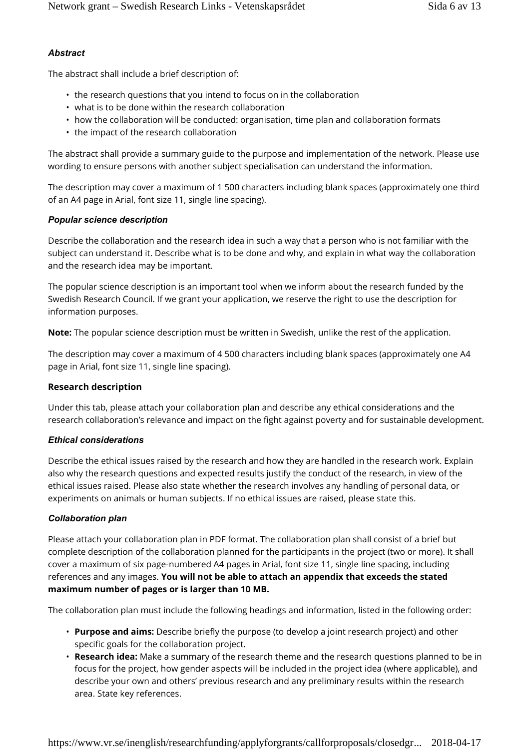### *Abstract*

The abstract shall include a brief description of:

- the research questions that you intend to focus on in the collaboration
- what is to be done within the research collaboration
- how the collaboration will be conducted: organisation, time plan and collaboration formats
- the impact of the research collaboration

The abstract shall provide a summary guide to the purpose and implementation of the network. Please use wording to ensure persons with another subject specialisation can understand the information.

The description may cover a maximum of 1 500 characters including blank spaces (approximately one third of an A4 page in Arial, font size 11, single line spacing).

### *Popular science description*

Describe the collaboration and the research idea in such a way that a person who is not familiar with the subject can understand it. Describe what is to be done and why, and explain in what way the collaboration and the research idea may be important.

The popular science description is an important tool when we inform about the research funded by the Swedish Research Council. If we grant your application, we reserve the right to use the description for information purposes.

**Note:** The popular science description must be written in Swedish, unlike the rest of the application.

The description may cover a maximum of 4 500 characters including blank spaces (approximately one A4 page in Arial, font size 11, single line spacing).

## Research description

Under this tab, please attach your collaboration plan and describe any ethical considerations and the research collaboration's relevance and impact on the fight against poverty and for sustainable development.

### *Ethical considerations*

Describe the ethical issues raised by the research and how they are handled in the research work. Explain also why the research questions and expected results justify the conduct of the research, in view of the ethical issues raised. Please also state whether the research involves any handling of personal data, or experiments on animals or human subjects. If no ethical issues are raised, please state this.

### *Collaboration plan*

Please attach your collaboration plan in PDF format. The collaboration plan shall consist of a brief but complete description of the collaboration planned for the participants in the project (two or more). It shall cover a maximum of six page-numbered A4 pages in Arial, font size 11, single line spacing, including references and any images. **You will not be able to attach an appendix that exceeds the stated maximum number of pages or is larger than 10 MB.**

The collaboration plan must include the following headings and information, listed in the following order:

- **Purpose and aims:** Describe briefly the purpose (to develop a joint research project) and other specific goals for the collaboration project.
- **Research idea:** Make a summary of the research theme and the research questions planned to be in focus for the project, how gender aspects will be included in the project idea (where applicable), and describe your own and others' previous research and any preliminary results within the research area. State key references.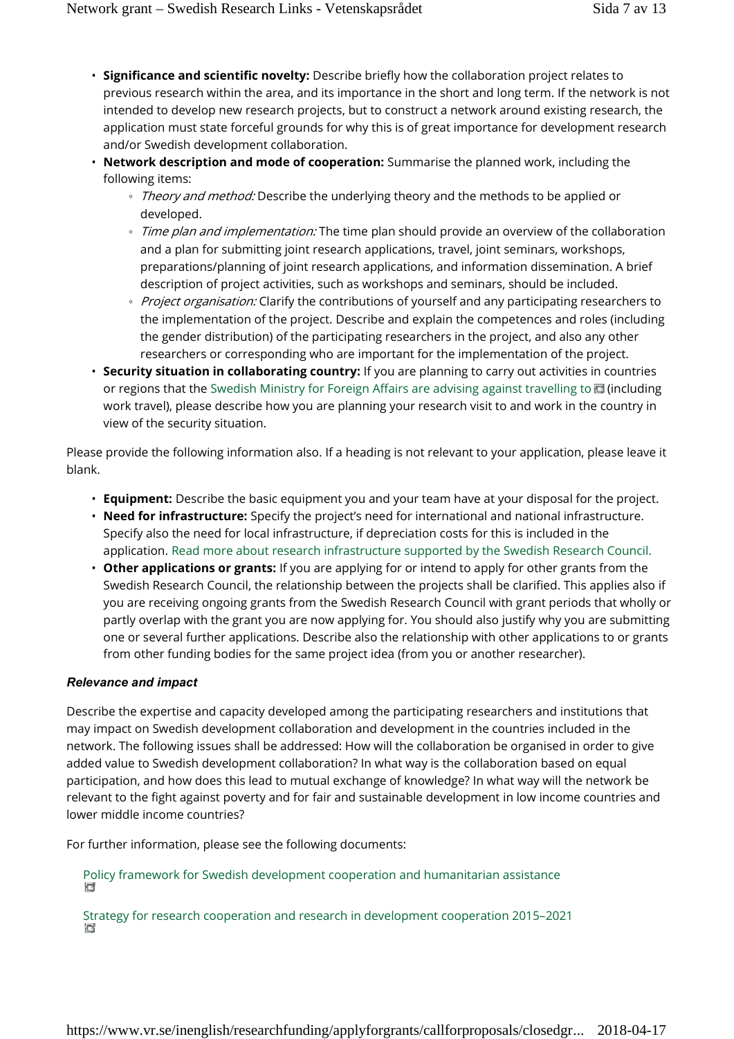- **Significance and scientific novelty:** Describe briefly how the collaboration project relates to previous research within the area, and its importance in the short and long term. If the network is not intended to develop new research projects, but to construct a network around existing research, the application must state forceful grounds for why this is of great importance for development research and/or Swedish development collaboration.
- **Network description and mode of cooperation:** Summarise the planned work, including the following items:
  - *Theory and method:* Describe the underlying theory and the methods to be applied or developed.
  - *Time plan and implementation:* The time plan should provide an overview of the collaboration and a plan for submitting joint research applications, travel, joint seminars, workshops, preparations/planning of joint research applications, and information dissemination. A brief description of project activities, such as workshops and seminars, should be included.
  - *Project organisation:* Clarify the contributions of yourself and any participating researchers to the implementation of the project. Describe and explain the competences and roles (including the gender distribution) of the participating researchers in the project, and also any other researchers or corresponding who are important for the implementation of the project.
- **Security situation in collaborating country:** If you are planning to carry out activities in countries or regions that the Swedish Ministry for Foreign Affairs are advising against travelling to (including work travel), please describe how you are planning your research visit to and work in the country in view of the security situation.

Please provide the following information also. If a heading is not relevant to your application, please leave it blank.

- **Equipment:** Describe the basic equipment you and your team have at your disposal for the project.
- **Need for infrastructure:** Specify the project's need for international and national infrastructure. Specify also the need for local infrastructure, if depreciation costs for this is included in the application. Read more about research infrastructure supported by the Swedish Research Council.
- **Other applications or grants:** If you are applying for or intend to apply for other grants from the Swedish Research Council, the relationship between the projects shall be clarified. This applies also if you are receiving ongoing grants from the Swedish Research Council with grant periods that wholly or partly overlap with the grant you are now applying for. You should also justify why you are submitting one or several further applications. Describe also the relationship with other applications to or grants from other funding bodies for the same project idea (from you or another researcher).

### *Relevance and impact*

Describe the expertise and capacity developed among the participating researchers and institutions that may impact on Swedish development collaboration and development in the countries included in the network. The following issues shall be addressed: How will the collaboration be organised in order to give added value to Swedish development collaboration? In what way is the collaboration based on equal participation, and how does this lead to mutual exchange of knowledge? In what way will the network be relevant to the fight against poverty and for fair and sustainable development in low income countries and lower middle income countries?

For further information, please see the following documents:

Policy framework for Swedish development cooperation and humanitarian assistance

Strategy for research cooperation and research in development cooperation 2015–2021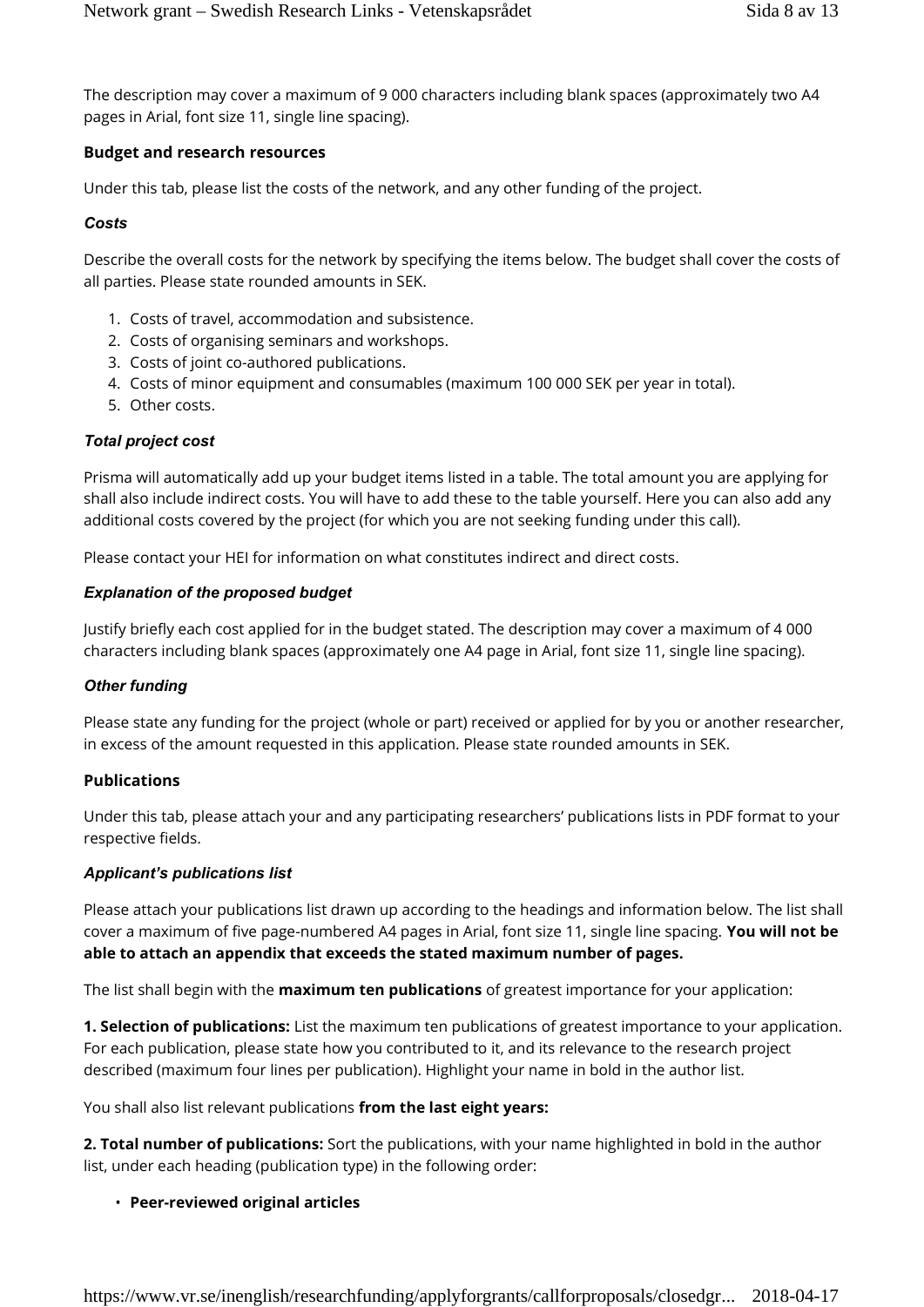The description may cover a maximum of 9 000 characters including blank spaces (approximately two A4 pages in Arial, font size 11, single line spacing).

### Budget and research resources

Under this tab, please list the costs of the network, and any other funding of the project.

#### *Costs*

Describe the overall costs for the network by specifying the items below. The budget shall cover the costs of all parties. Please state rounded amounts in SEK.

1. Costs of travel, accommodation and subsistence.
2. Costs of organising seminars and workshops.
3. Costs of joint co-authored publications.
4. Costs of minor equipment and consumables (maximum 100 000 SEK per year in total).
5. Other costs.

#### *Total project cost*

Prisma will automatically add up your budget items listed in a table. The total amount you are applying for shall also include indirect costs. You will have to add these to the table yourself. Here you can also add any additional costs covered by the project (for which you are not seeking funding under this call).

Please contact your HEI for information on what constitutes indirect and direct costs.

#### *Explanation of the proposed budget*

Justify briefly each cost applied for in the budget stated. The description may cover a maximum of 4 000 characters including blank spaces (approximately one A4 page in Arial, font size 11, single line spacing).

#### *Other funding*

Please state any funding for the project (whole or part) received or applied for by you or another researcher, in excess of the amount requested in this application. Please state rounded amounts in SEK.

### Publications

Under this tab, please attach your and any participating researchers' publications lists in PDF format to your respective fields.

#### *Applicant's publications list*

Please attach your publications list drawn up according to the headings and information below. The list shall cover a maximum of five page-numbered A4 pages in Arial, font size 11, single line spacing. **You will not be able to attach an appendix that exceeds the stated maximum number of pages.**

The list shall begin with the **maximum ten publications** of greatest importance for your application:

**1. Selection of publications:** List the maximum ten publications of greatest importance to your application. For each publication, please state how you contributed to it, and its relevance to the research project described (maximum four lines per publication). Highlight your name in bold in the author list.

You shall also list relevant publications **from the last eight years:**

**2. Total number of publications:** Sort the publications, with your name highlighted in bold in the author list, under each heading (publication type) in the following order:

- **Peer-reviewed original articles**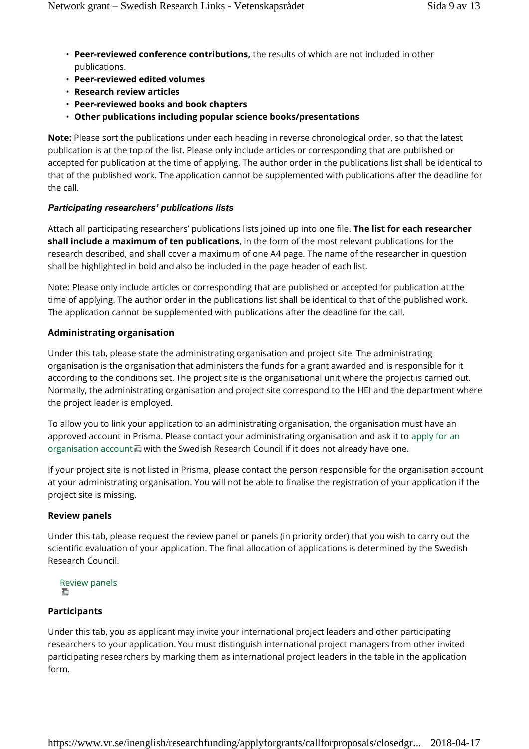- **Peer-reviewed conference contributions,** the results of which are not included in other publications.
- **Peer-reviewed edited volumes**
- **Research review articles**
- **Peer-reviewed books and book chapters**
- **Other publications including popular science books/presentations**

**Note:** Please sort the publications under each heading in reverse chronological order, so that the latest publication is at the top of the list. Please only include articles or corresponding that are published or accepted for publication at the time of applying. The author order in the publications list shall be identical to that of the published work. The application cannot be supplemented with publications after the deadline for the call.

#### *Participating researchers' publications lists*

Attach all participating researchers' publications lists joined up into one file. **The list for each researcher shall include a maximum of ten publications**, in the form of the most relevant publications for the research described, and shall cover a maximum of one A4 page. The name of the researcher in question shall be highlighted in bold and also be included in the page header of each list.

Note: Please only include articles or corresponding that are published or accepted for publication at the time of applying. The author order in the publications list shall be identical to that of the published work. The application cannot be supplemented with publications after the deadline for the call.

### Administrating organisation

Under this tab, please state the administrating organisation and project site. The administrating organisation is the organisation that administers the funds for a grant awarded and is responsible for it according to the conditions set. The project site is the organisational unit where the project is carried out. Normally, the administrating organisation and project site correspond to the HEI and the department where the project leader is employed.

To allow you to link your application to an administrating organisation, the organisation must have an approved account in Prisma. Please contact your administrating organisation and ask it to apply for an organisation account with the Swedish Research Council if it does not already have one.

If your project site is not listed in Prisma, please contact the person responsible for the organisation account at your administrating organisation. You will not be able to finalise the registration of your application if the project site is missing.

### Review panels

Under this tab, please request the review panel or panels (in priority order) that you wish to carry out the scientific evaluation of your application. The final allocation of applications is determined by the Swedish Research Council.

Review panels

### Participants

Under this tab, you as applicant may invite your international project leaders and other participating researchers to your application. You must distinguish international project managers from other invited participating researchers by marking them as international project leaders in the table in the application form.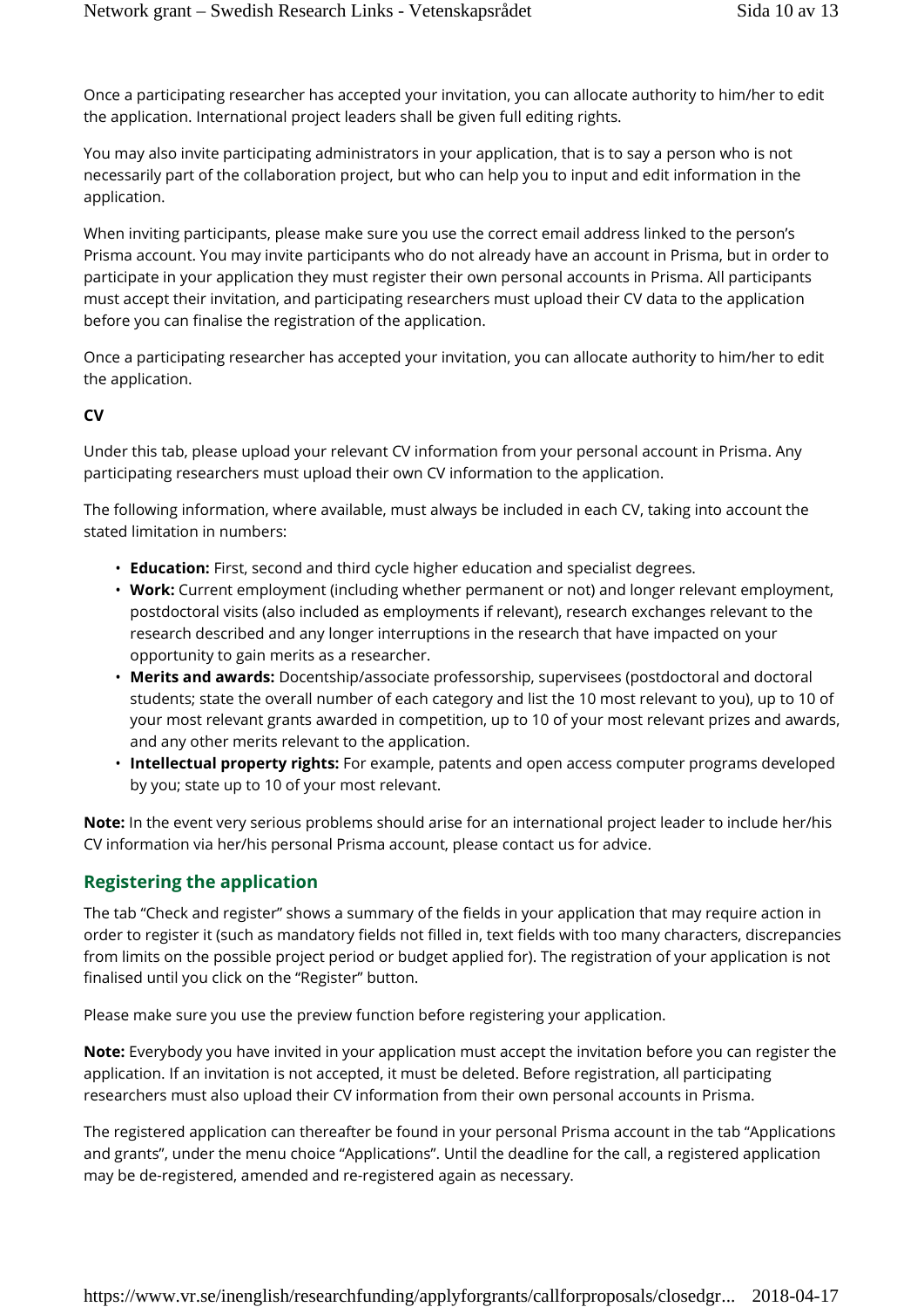Once a participating researcher has accepted your invitation, you can allocate authority to him/her to edit the application. International project leaders shall be given full editing rights.

You may also invite participating administrators in your application, that is to say a person who is not necessarily part of the collaboration project, but who can help you to input and edit information in the application.

When inviting participants, please make sure you use the correct email address linked to the person's Prisma account. You may invite participants who do not already have an account in Prisma, but in order to participate in your application they must register their own personal accounts in Prisma. All participants must accept their invitation, and participating researchers must upload their CV data to the application before you can finalise the registration of the application.

Once a participating researcher has accepted your invitation, you can allocate authority to him/her to edit the application.

**CV**

Under this tab, please upload your relevant CV information from your personal account in Prisma. Any participating researchers must upload their own CV information to the application.

The following information, where available, must always be included in each CV, taking into account the stated limitation in numbers:

- **Education:** First, second and third cycle higher education and specialist degrees.
- **Work:** Current employment (including whether permanent or not) and longer relevant employment, postdoctoral visits (also included as employments if relevant), research exchanges relevant to the research described and any longer interruptions in the research that have impacted on your opportunity to gain merits as a researcher.
- **Merits and awards:** Docentship/associate professorship, supervisees (postdoctoral and doctoral students; state the overall number of each category and list the 10 most relevant to you), up to 10 of your most relevant grants awarded in competition, up to 10 of your most relevant prizes and awards, and any other merits relevant to the application.
- **Intellectual property rights:** For example, patents and open access computer programs developed by you; state up to 10 of your most relevant.

**Note:** In the event very serious problems should arise for an international project leader to include her/his CV information via her/his personal Prisma account, please contact us for advice.

## Registering the application

The tab "Check and register" shows a summary of the fields in your application that may require action in order to register it (such as mandatory fields not filled in, text fields with too many characters, discrepancies from limits on the possible project period or budget applied for). The registration of your application is not finalised until you click on the "Register" button.

Please make sure you use the preview function before registering your application.

**Note:** Everybody you have invited in your application must accept the invitation before you can register the application. If an invitation is not accepted, it must be deleted. Before registration, all participating researchers must also upload their CV information from their own personal accounts in Prisma.

The registered application can thereafter be found in your personal Prisma account in the tab "Applications and grants", under the menu choice "Applications". Until the deadline for the call, a registered application may be de-registered, amended and re-registered again as necessary.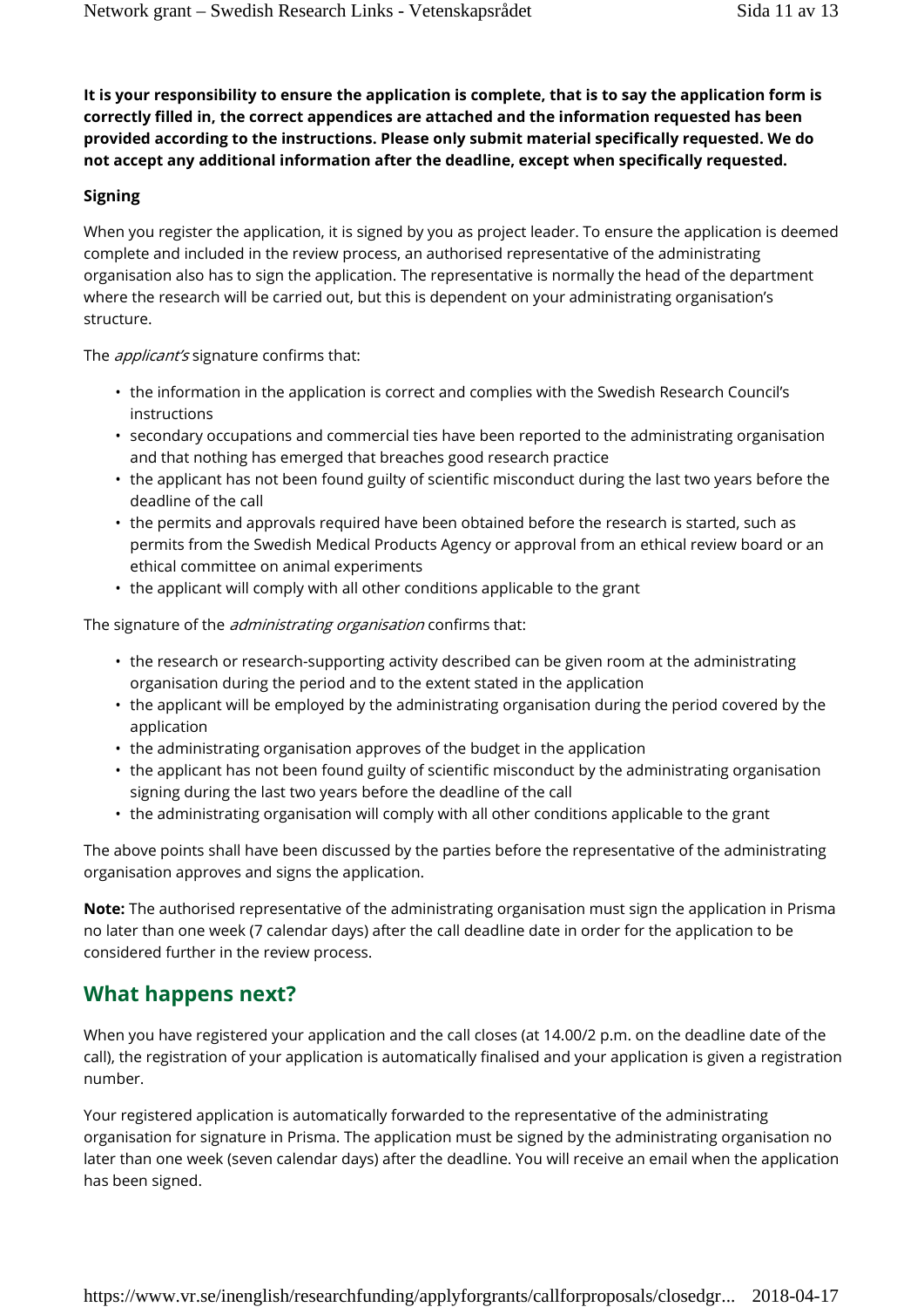**It is your responsibility to ensure the application is complete, that is to say the application form is correctly filled in, the correct appendices are attached and the information requested has been provided according to the instructions. Please only submit material specifically requested. We do not accept any additional information after the deadline, except when specifically requested.**

**Signing**

When you register the application, it is signed by you as project leader. To ensure the application is deemed complete and included in the review process, an authorised representative of the administrating organisation also has to sign the application. The representative is normally the head of the department where the research will be carried out, but this is dependent on your administrating organisation's structure.

The *applicant's* signature confirms that:

- the information in the application is correct and complies with the Swedish Research Council's instructions
- secondary occupations and commercial ties have been reported to the administrating organisation and that nothing has emerged that breaches good research practice
- the applicant has not been found guilty of scientific misconduct during the last two years before the deadline of the call
- the permits and approvals required have been obtained before the research is started, such as permits from the Swedish Medical Products Agency or approval from an ethical review board or an ethical committee on animal experiments
- the applicant will comply with all other conditions applicable to the grant

The signature of the *administrating organisation* confirms that:

- the research or research-supporting activity described can be given room at the administrating organisation during the period and to the extent stated in the application
- the applicant will be employed by the administrating organisation during the period covered by the application
- the administrating organisation approves of the budget in the application
- the applicant has not been found guilty of scientific misconduct by the administrating organisation signing during the last two years before the deadline of the call
- the administrating organisation will comply with all other conditions applicable to the grant

The above points shall have been discussed by the parties before the representative of the administrating organisation approves and signs the application.

**Note:** The authorised representative of the administrating organisation must sign the application in Prisma no later than one week (7 calendar days) after the call deadline date in order for the application to be considered further in the review process.

## What happens next?

When you have registered your application and the call closes (at 14.00/2 p.m. on the deadline date of the call), the registration of your application is automatically finalised and your application is given a registration number.

Your registered application is automatically forwarded to the representative of the administrating organisation for signature in Prisma. The application must be signed by the administrating organisation no later than one week (seven calendar days) after the deadline. You will receive an email when the application has been signed.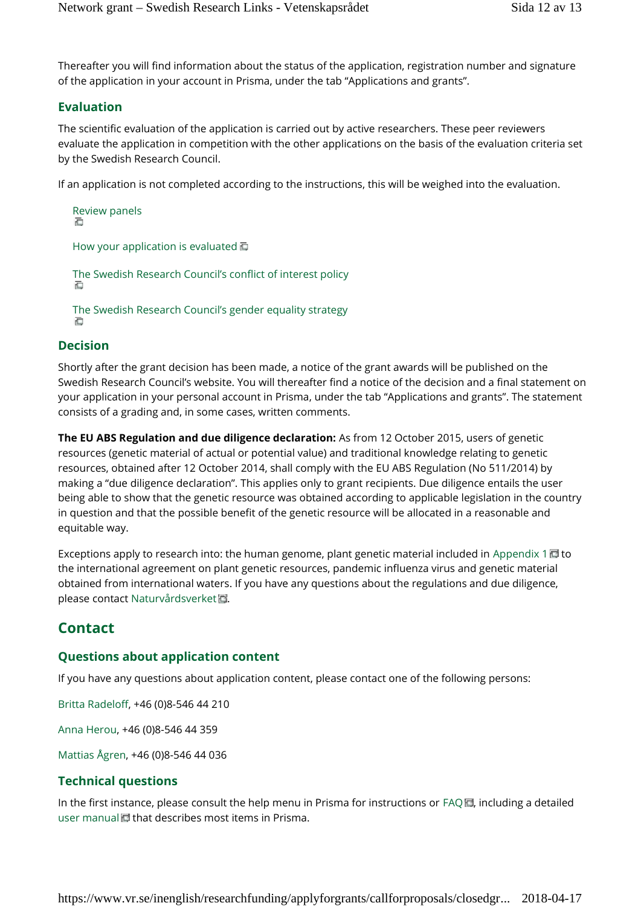Thereafter you will find information about the status of the application, registration number and signature of the application in your account in Prisma, under the tab “Applications and grants”.

### Evaluation

The scientific evaluation of the application is carried out by active researchers. These peer reviewers evaluate the application in competition with the other applications on the basis of the evaluation criteria set by the Swedish Research Council.

If an application is not completed according to the instructions, this will be weighed into the evaluation.

- Review panels
- How your application is evaluated
- The Swedish Research Council’s conflict of interest policy
- The Swedish Research Council’s gender equality strategy

### Decision

Shortly after the grant decision has been made, a notice of the grant awards will be published on the Swedish Research Council’s website. You will thereafter find a notice of the decision and a final statement on your application in your personal account in Prisma, under the tab “Applications and grants”. The statement consists of a grading and, in some cases, written comments.

**The EU ABS Regulation and due diligence declaration:** As from 12 October 2015, users of genetic resources (genetic material of actual or potential value) and traditional knowledge relating to genetic resources, obtained after 12 October 2014, shall comply with the EU ABS Regulation (No 511/2014) by making a “due diligence declaration”. This applies only to grant recipients. Due diligence entails the user being able to show that the genetic resource was obtained according to applicable legislation in the country in question and that the possible benefit of the genetic resource will be allocated in a reasonable and equitable way.

Exceptions apply to research into: the human genome, plant genetic material included in Appendix 1 to the international agreement on plant genetic resources, pandemic influenza virus and genetic material obtained from international waters. If you have any questions about the regulations and due diligence, please contact Naturvårdsverket.

## Contact

### Questions about application content

If you have any questions about application content, please contact one of the following persons:

Britta Radeloff, +46 (0)8-546 44 210

Anna Herou, +46 (0)8-546 44 359

Mattias Ågren, +46 (0)8-546 44 036

### Technical questions

In the first instance, please consult the help menu in Prisma for instructions or FAQ, including a detailed user manual that describes most items in Prisma.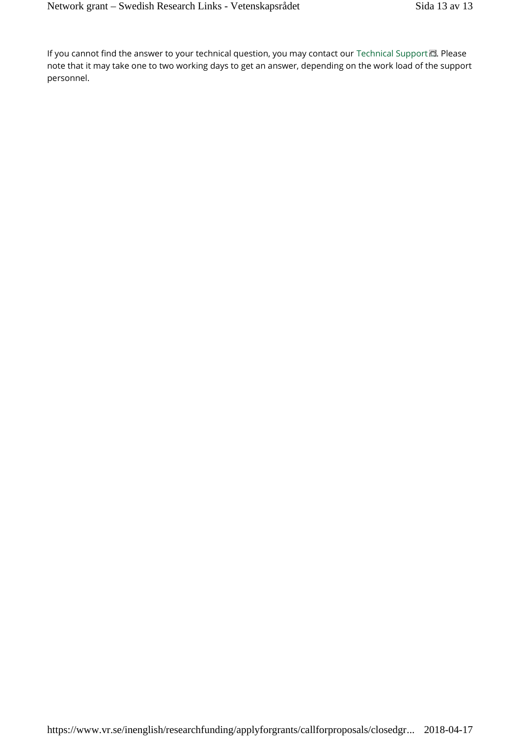If you cannot find the answer to your technical question, you may contact our Technical Support. Please note that it may take one to two working days to get an answer, depending on the work load of the support personnel.